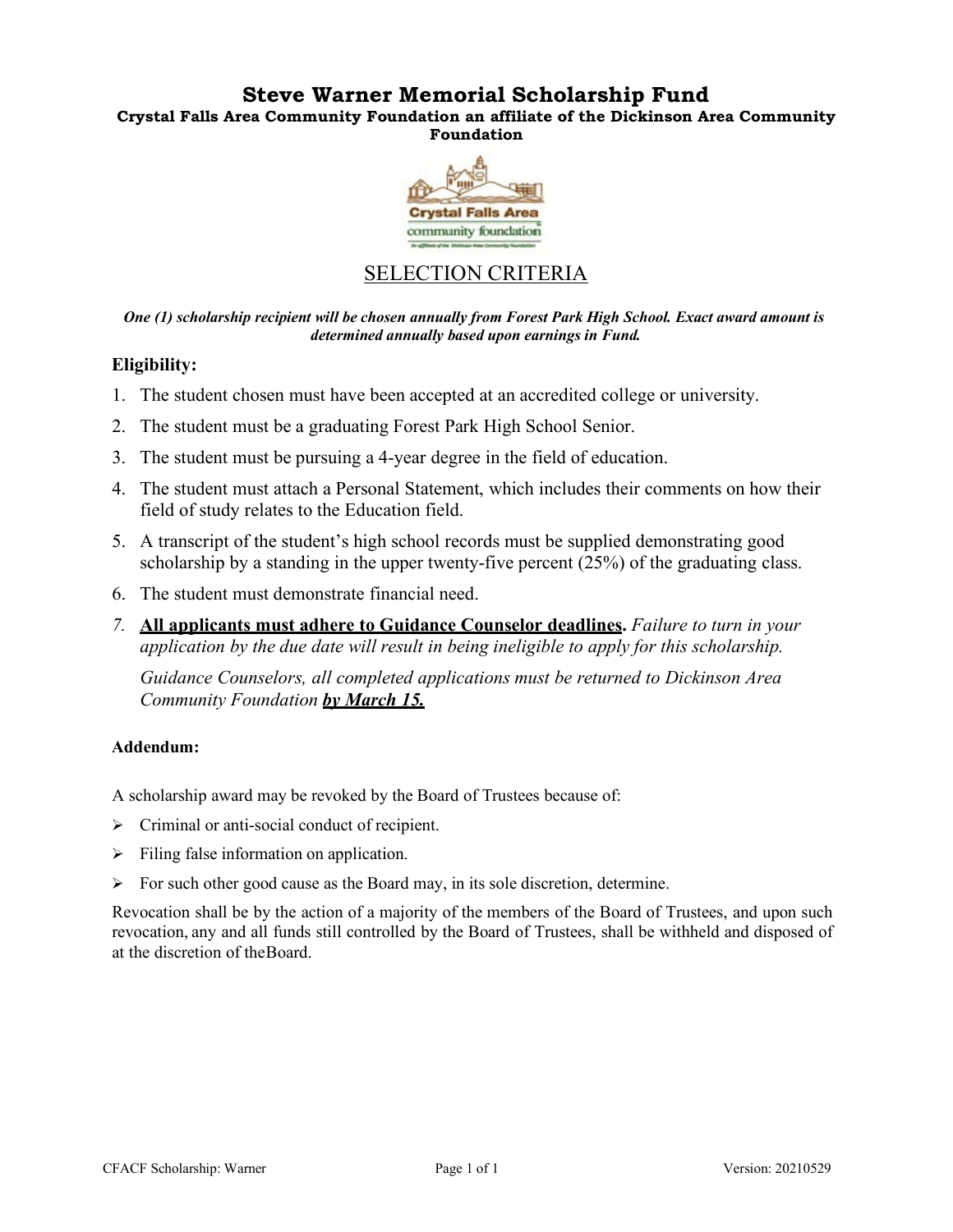# Steve Warner Memorial Scholarship Fund

**Crystal Falls Area Community Foundation an affiliate of the Dickinson Area Community Foundation**

## SELECTION CRITERIA

***One (1) scholarship recipient will be chosen annually from Forest Park High School. Exact award amount is determined annually based upon earnings in Fund.***

### Eligibility:

1. The student chosen must have been accepted at an accredited college or university.
2. The student must be a graduating Forest Park High School Senior.
3. The student must be pursuing a 4-year degree in the field of education.
4. The student must attach a Personal Statement, which includes their comments on how their field of study relates to the Education field.
5. A transcript of the student's high school records must be supplied demonstrating good scholarship by a standing in the upper twenty-five percent (25%) of the graduating class.
6. The student must demonstrate financial need.
7. **All applicants must adhere to Guidance Counselor deadlines.** *Failure to turn in your application by the due date will result in being ineligible to apply for this scholarship.*

   *Guidance Counselors, all completed applications must be returned to Dickinson Area Community Foundation* ***by March 15.***

**Addendum:**

A scholarship award may be revoked by the Board of Trustees because of:

- Criminal or anti-social conduct of recipient.
- Filing false information on application.
- For such other good cause as the Board may, in its sole discretion, determine.

Revocation shall be by the action of a majority of the members of the Board of Trustees, and upon such revocation, any and all funds still controlled by the Board of Trustees, shall be withheld and disposed of at the discretion of theBoard.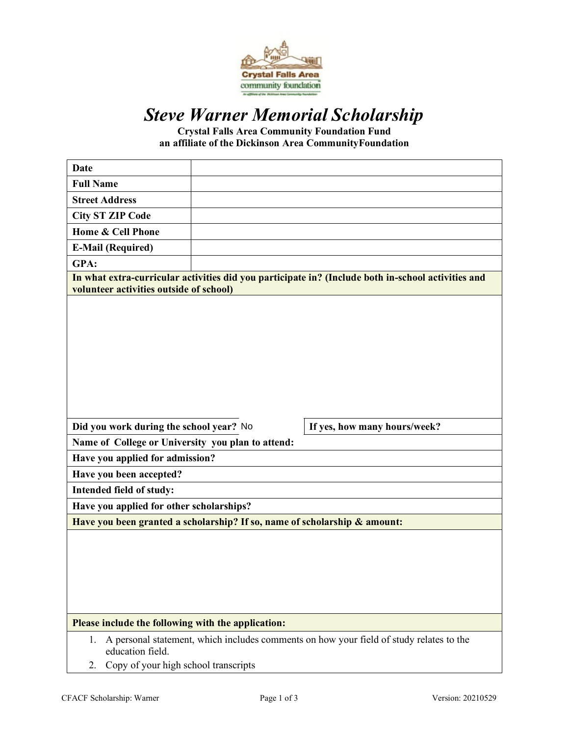# *Steve Warner Memorial Scholarship*

**Crystal Falls Area Community Foundation Fund**
**an affiliate of the Dickinson Area CommunityFoundation**

| **Date** | |
|---|---|
| **Full Name** | |
| **Street Address** | |
| **City ST ZIP Code** | |
| **Home & Cell Phone** | |
| **E-Mail (Required)** | |
| **GPA:** | |

**In what extra-curricular activities did you participate in? (Include both in-school activities and volunteer activities outside of school)**

**Did you work during the school year?** No

**If yes, how many hours/week?**

**Name of College or University you plan to attend:**

**Have you applied for admission?**

**Have you been accepted?**

**Intended field of study:**

**Have you applied for other scholarships?**

**Have you been granted a scholarship? If so, name of scholarship & amount:**

**Please include the following with the application:**

1. A personal statement, which includes comments on how your field of study relates to the education field.
2. Copy of your high school transcripts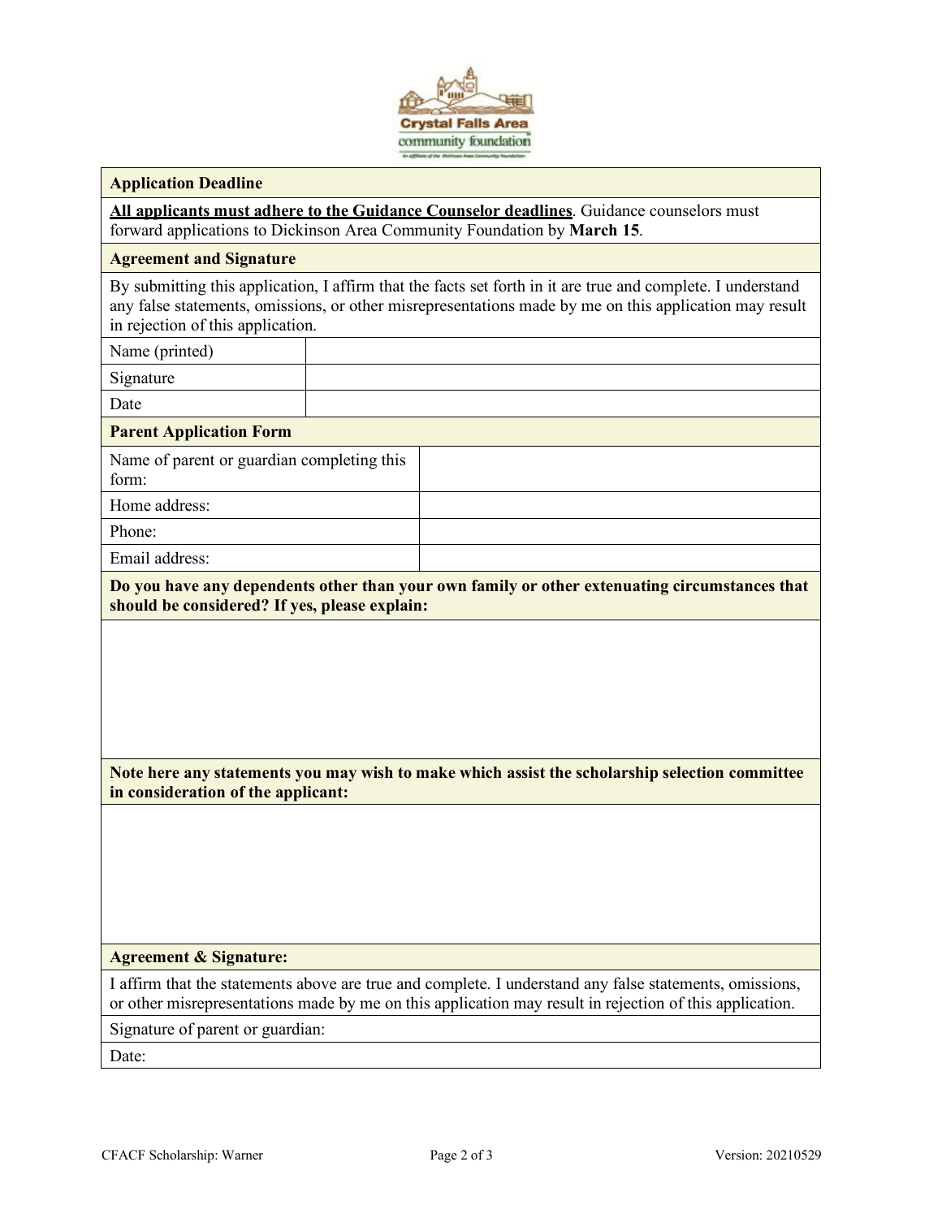| Application Deadline |
|---|
| **<u>All applicants must adhere to the Guidance Counselor deadlines</u>**. Guidance counselors must forward applications to Dickinson Area Community Foundation by **March 15**. |

| Agreement and Signature | |
|---|---|
| By submitting this application, I affirm that the facts set forth in it are true and complete. I understand any false statements, omissions, or other misrepresentations made by me on this application may result in rejection of this application. | |
| Name (printed) | |
| Signature | |
| Date | |

| Parent Application Form | |
|---|---|
| Name of parent or guardian completing this form: | |
| Home address: | |
| Phone: | |
| Email address: | |

**Do you have any dependents other than your own family or other extenuating circumstances that should be considered? If yes, please explain:**

**Note here any statements you may wish to make which assist the scholarship selection committee in consideration of the applicant:**

**Agreement & Signature:**

I affirm that the statements above are true and complete. I understand any false statements, omissions, or other misrepresentations made by me on this application may result in rejection of this application.

| Signature of parent or guardian: |
|---|
| Date: |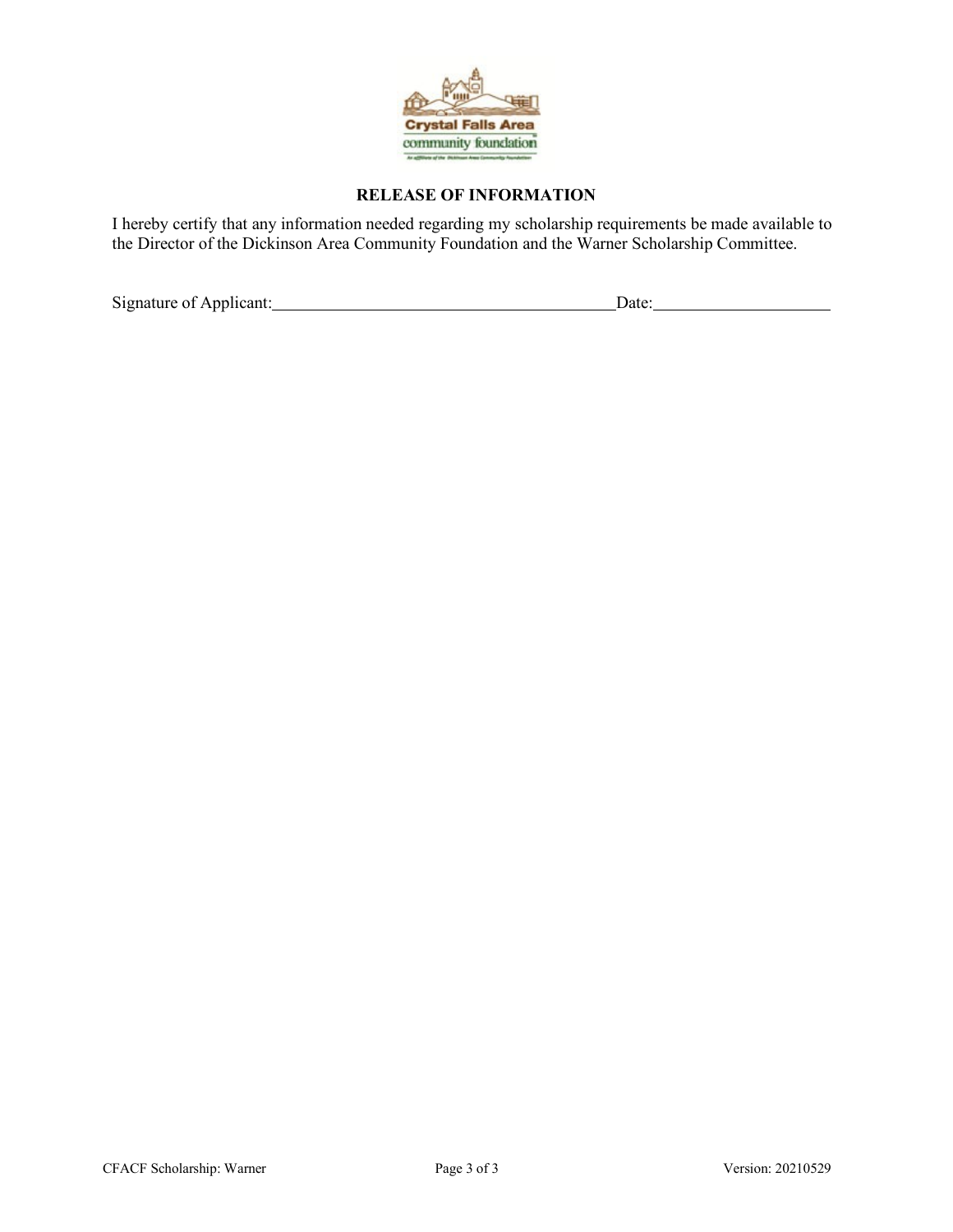## RELEASE OF INFORMATION

I hereby certify that any information needed regarding my scholarship requirements be made available to the Director of the Dickinson Area Community Foundation and the Warner Scholarship Committee.

Signature of Applicant:_________________________________________ Date:_____________________